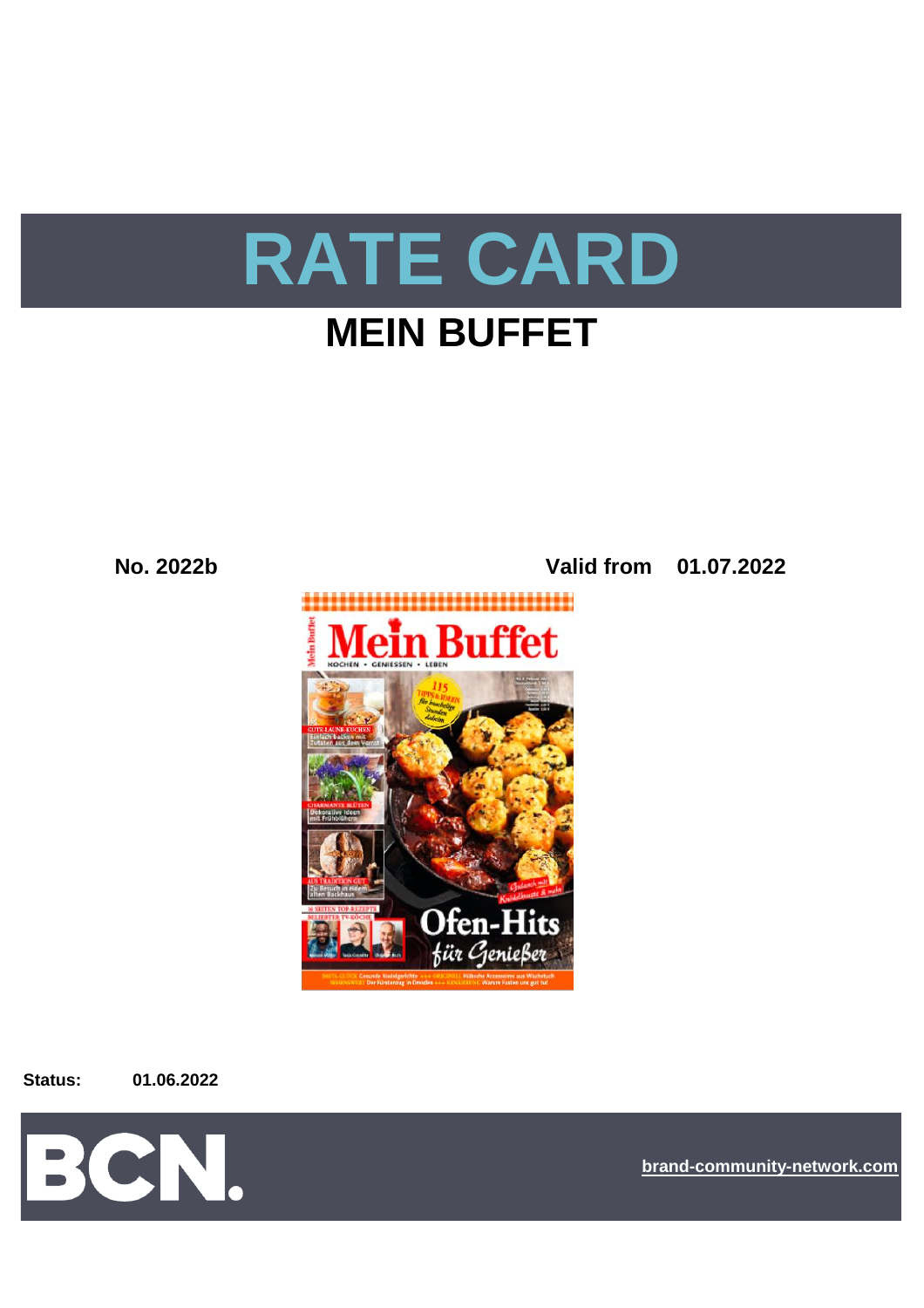# RATE CARD

## MEIN BUFFET

**No. 2022b** **Valid from 01.07.2022**

**Status:** **01.06.2022**

brand-community-network.com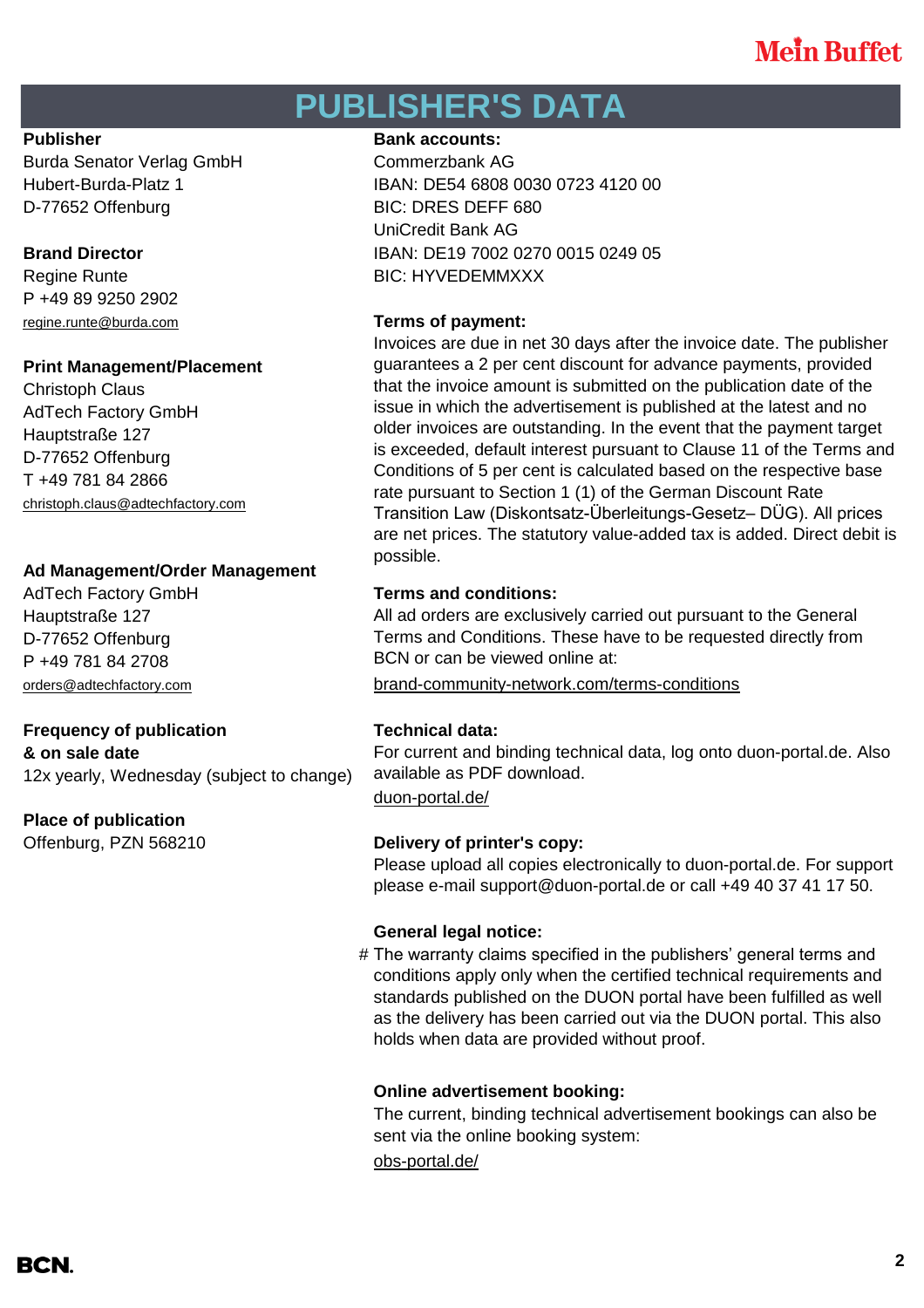# PUBLISHER'S DATA

**Publisher**
Burda Senator Verlag GmbH
Hubert-Burda-Platz 1
D-77652 Offenburg

**Brand Director**
Regine Runte
P +49 89 9250 2902
regine.runte@burda.com

**Print Management/Placement**
Christoph Claus
AdTech Factory GmbH
Hauptstraße 127
D-77652 Offenburg
T +49 781 84 2866
christoph.claus@adtechfactory.com

**Ad Management/Order Management**
AdTech Factory GmbH
Hauptstraße 127
D-77652 Offenburg
P +49 781 84 2708
orders@adtechfactory.com

**Frequency of publication & on sale date**
12x yearly, Wednesday (subject to change)

**Place of publication**
Offenburg, PZN 568210

**Bank accounts:**
Commerzbank AG
IBAN: DE54 6808 0030 0723 4120 00
BIC: DRES DEFF 680
UniCredit Bank AG
IBAN: DE19 7002 0270 0015 0249 05
BIC: HYVEDEMMXXX

**Terms of payment:**
Invoices are due in net 30 days after the invoice date. The publisher guarantees a 2 per cent discount for advance payments, provided that the invoice amount is submitted on the publication date of the issue in which the advertisement is published at the latest and no older invoices are outstanding. In the event that the payment target is exceeded, default interest pursuant to Clause 11 of the Terms and Conditions of 5 per cent is calculated based on the respective base rate pursuant to Section 1 (1) of the German Discount Rate Transition Law (Diskontsatz-Überleitungs-Gesetz– DÜG). All prices are net prices. The statutory value-added tax is added. Direct debit is possible.

**Terms and conditions:**
All ad orders are exclusively carried out pursuant to the General Terms and Conditions. These have to be requested directly from BCN or can be viewed online at:
brand-community-network.com/terms-conditions

**Technical data:**
For current and binding technical data, log onto duon-portal.de. Also available as PDF download.
duon-portal.de/

**Delivery of printer's copy:**
Please upload all copies electronically to duon-portal.de. For support please e-mail support@duon-portal.de or call +49 40 37 41 17 50.

**General legal notice:**
# The warranty claims specified in the publishers' general terms and conditions apply only when the certified technical requirements and standards published on the DUON portal have been fulfilled as well as the delivery has been carried out via the DUON portal. This also holds when data are provided without proof.

**Online advertisement booking:**
The current, binding technical advertisement bookings can also be sent via the online booking system:
obs-portal.de/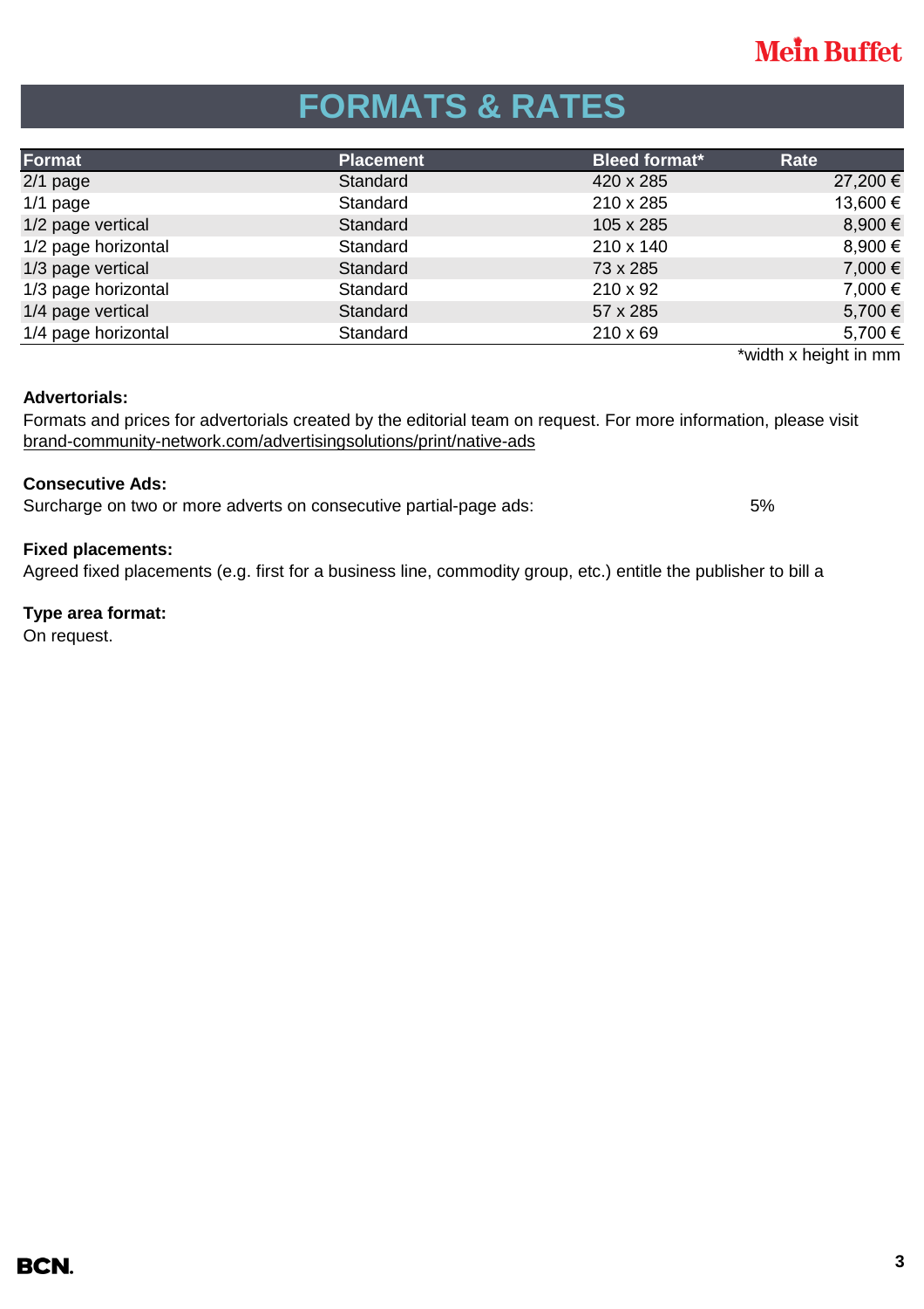# FORMATS & RATES

| Format | Placement | Bleed format* | Rate |
|---|---|---|---|
| 2/1 page | Standard | 420 x 285 | 27,200 € |
| 1/1 page | Standard | 210 x 285 | 13,600 € |
| 1/2 page vertical | Standard | 105 x 285 | 8,900 € |
| 1/2 page horizontal | Standard | 210 x 140 | 8,900 € |
| 1/3 page vertical | Standard | 73 x 285 | 7,000 € |
| 1/3 page horizontal | Standard | 210 x 92 | 7,000 € |
| 1/4 page vertical | Standard | 57 x 285 | 5,700 € |
| 1/4 page horizontal | Standard | 210 x 69 | 5,700 € |

*width x height in mm

**Advertorials:**

Formats and prices for advertorials created by the editorial team on request. For more information, please visit brand-community-network.com/advertisingsolutions/print/native-ads

**Consecutive Ads:**

Surcharge on two or more adverts on consecutive partial-page ads: 5%

**Fixed placements:**

Agreed fixed placements (e.g. first for a business line, commodity group, etc.) entitle the publisher to bill a

**Type area format:**

On request.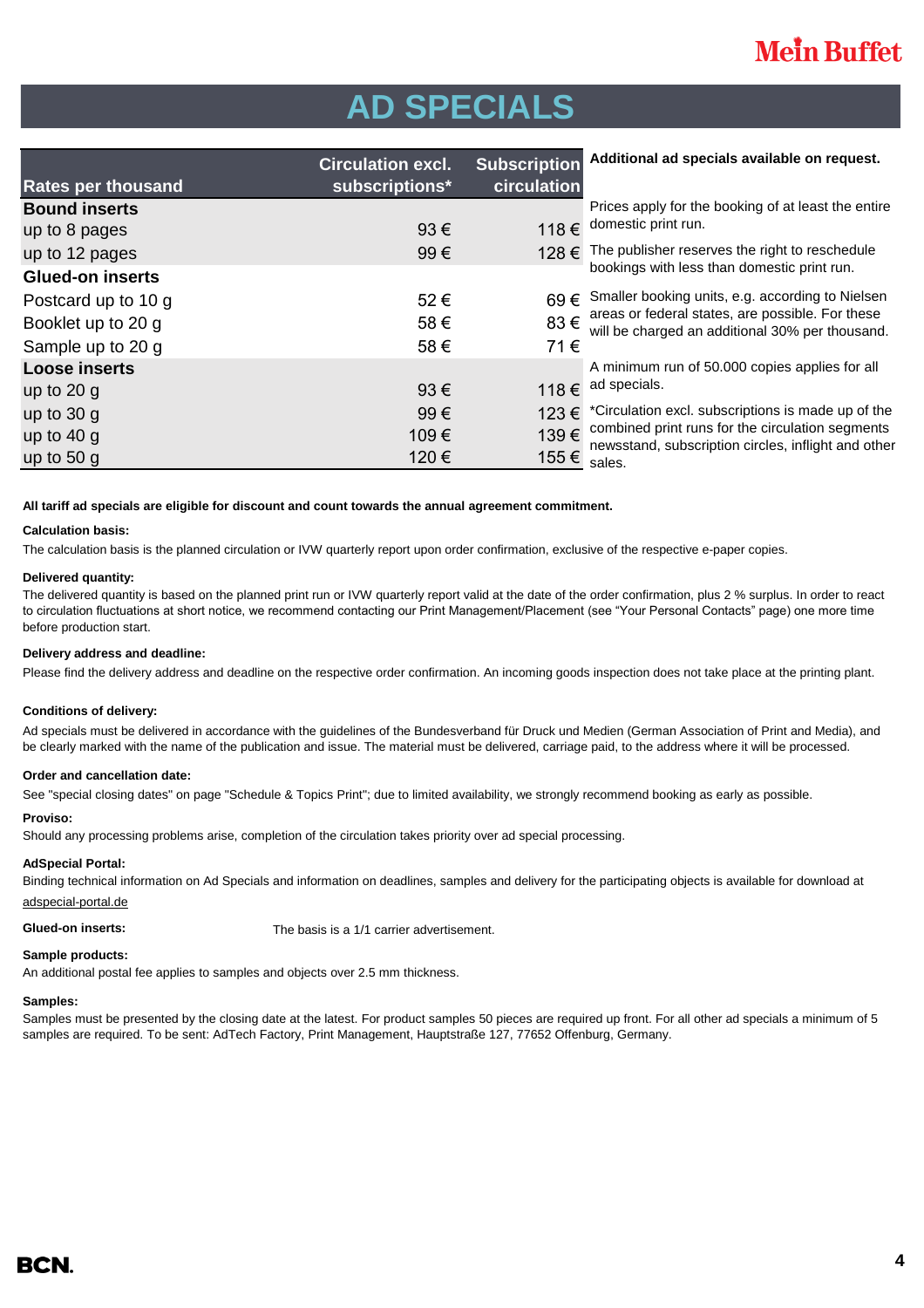# AD SPECIALS

| Rates per thousand | Circulation excl. subscriptions* | Subscription circulation |
|---|---|---|
| **Bound inserts** | | |
| up to 8 pages | 93 € | 118 € |
| up to 12 pages | 99 € | 128 € |
| **Glued-on inserts** | | |
| Postcard up to 10 g | 52 € | 69 € |
| Booklet up to 20 g | 58 € | 83 € |
| Sample up to 20 g | 58 € | 71 € |
| **Loose inserts** | | |
| up to 20 g | 93 € | 118 € |
| up to 30 g | 99 € | 123 € |
| up to 40 g | 109 € | 139 € |
| up to 50 g | 120 € | 155 € |

**Additional ad specials available on request.**

Prices apply for the booking of at least the entire domestic print run.

The publisher reserves the right to reschedule bookings with less than domestic print run.

Smaller booking units, e.g. according to Nielsen areas or federal states, are possible. For these will be charged an additional 30% per thousand.

A minimum run of 50.000 copies applies for all ad specials.

*Circulation excl. subscriptions is made up of the combined print runs for the circulation segments newsstand, subscription circles, inflight and other sales.

**All tariff ad specials are eligible for discount and count towards the annual agreement commitment.**

**Calculation basis:**

The calculation basis is the planned circulation or IVW quarterly report upon order confirmation, exclusive of the respective e-paper copies.

**Delivered quantity:**

The delivered quantity is based on the planned print run or IVW quarterly report valid at the date of the order confirmation, plus 2 % surplus. In order to react to circulation fluctuations at short notice, we recommend contacting our Print Management/Placement (see "Your Personal Contacts" page) one more time before production start.

**Delivery address and deadline:**

Please find the delivery address and deadline on the respective order confirmation. An incoming goods inspection does not take place at the printing plant.

**Conditions of delivery:**

Ad specials must be delivered in accordance with the guidelines of the Bundesverband für Druck und Medien (German Association of Print and Media), and be clearly marked with the name of the publication and issue. The material must be delivered, carriage paid, to the address where it will be processed.

**Order and cancellation date:**

See "special closing dates" on page "Schedule & Topics Print"; due to limited availability, we strongly recommend booking as early as possible.

**Proviso:**

Should any processing problems arise, completion of the circulation takes priority over ad special processing.

**AdSpecial Portal:**

Binding technical information on Ad Specials and information on deadlines, samples and delivery for the participating objects is available for download at adspecial-portal.de

**Glued-on inserts:** The basis is a 1/1 carrier advertisement.

**Sample products:**

An additional postal fee applies to samples and objects over 2.5 mm thickness.

**Samples:**

Samples must be presented by the closing date at the latest. For product samples 50 pieces are required up front. For all other ad specials a minimum of 5 samples are required. To be sent: AdTech Factory, Print Management, Hauptstraße 127, 77652 Offenburg, Germany.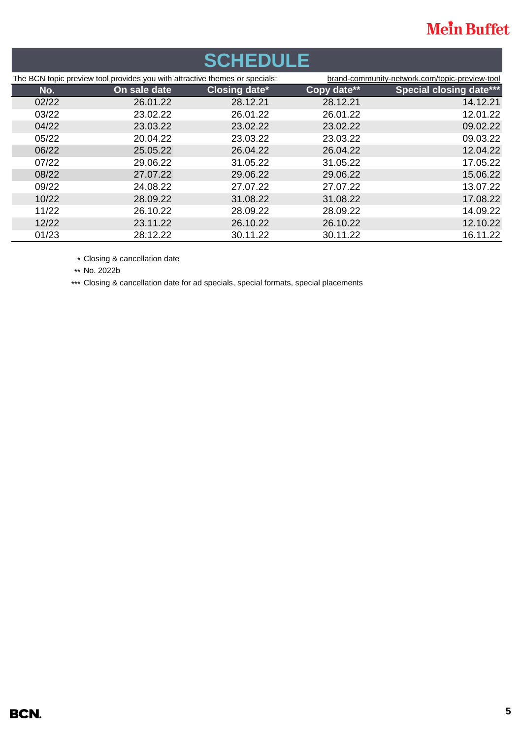Mein Buffet

# SCHEDULE

The BCN topic preview tool provides you with attractive themes or specials: brand-community-network.com/topic-preview-tool

| No. | On sale date | Closing date* | Copy date** | Special closing date*** |
|---|---|---|---|---|
| 02/22 | 26.01.22 | 28.12.21 | 28.12.21 | 14.12.21 |
| 03/22 | 23.02.22 | 26.01.22 | 26.01.22 | 12.01.22 |
| 04/22 | 23.03.22 | 23.02.22 | 23.02.22 | 09.02.22 |
| 05/22 | 20.04.22 | 23.03.22 | 23.03.22 | 09.03.22 |
| 06/22 | 25.05.22 | 26.04.22 | 26.04.22 | 12.04.22 |
| 07/22 | 29.06.22 | 31.05.22 | 31.05.22 | 17.05.22 |
| 08/22 | 27.07.22 | 29.06.22 | 29.06.22 | 15.06.22 |
| 09/22 | 24.08.22 | 27.07.22 | 27.07.22 | 13.07.22 |
| 10/22 | 28.09.22 | 31.08.22 | 31.08.22 | 17.08.22 |
| 11/22 | 26.10.22 | 28.09.22 | 28.09.22 | 14.09.22 |
| 12/22 | 23.11.22 | 26.10.22 | 26.10.22 | 12.10.22 |
| 01/23 | 28.12.22 | 30.11.22 | 30.11.22 | 16.11.22 |

\* Closing & cancellation date

** No. 2022b

*** Closing & cancellation date for ad specials, special formats, special placements

BCN.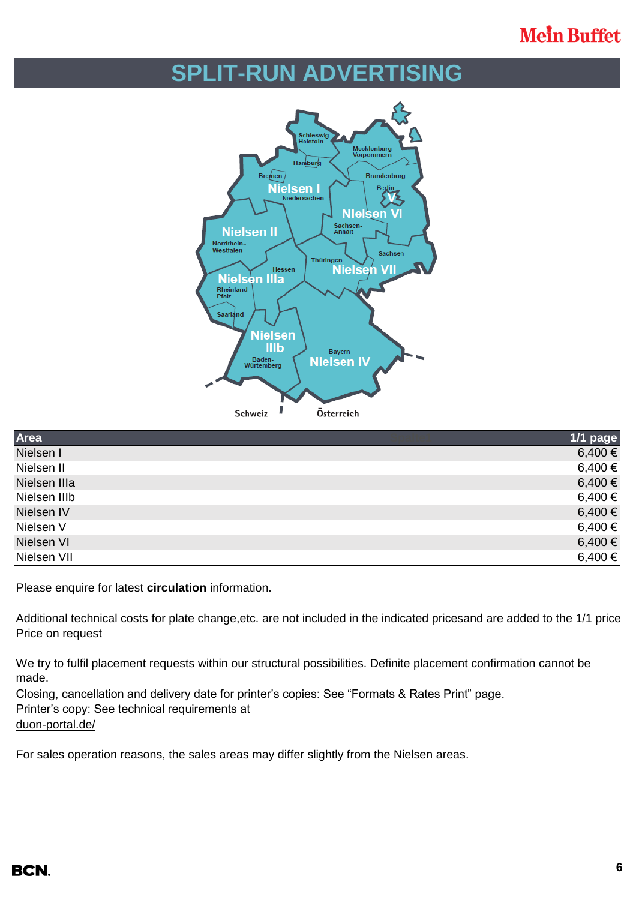# SPLIT-RUN ADVERTISING

| Area | 1/1 page |
|---|---|
| Nielsen I | 6,400 € |
| Nielsen II | 6,400 € |
| Nielsen IIIa | 6,400 € |
| Nielsen IIIb | 6,400 € |
| Nielsen IV | 6,400 € |
| Nielsen V | 6,400 € |
| Nielsen VI | 6,400 € |
| Nielsen VII | 6,400 € |

Please enquire for latest **circulation** information.

Additional technical costs for plate change,etc. are not included in the indicated pricesand are added to the 1/1 price
Price on request

We try to fulfil placement requests within our structural possibilities. Definite placement confirmation cannot be made.
Closing, cancellation and delivery date for printer's copies: See "Formats & Rates Print" page.
Printer's copy: See technical requirements at
duon-portal.de/

For sales operation reasons, the sales areas may differ slightly from the Nielsen areas.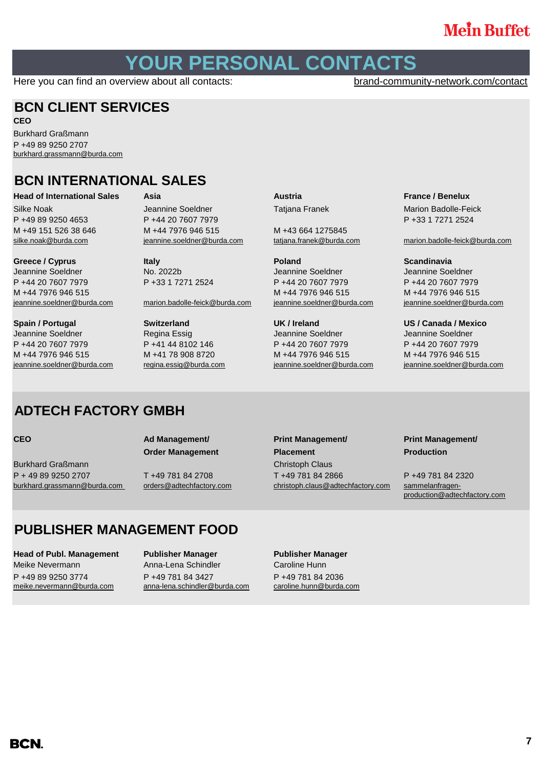# YOUR PERSONAL CONTACTS

Here you can find an overview about all contacts: brand-community-network.com/contact

## BCN CLIENT SERVICES

**CEO**

Burkhard Graßmann
P +49 89 9250 2707
burkhard.grassmann@burda.com

## BCN INTERNATIONAL SALES

**Head of International Sales**
Silke Noak
P +49 89 9250 4653
M +49 151 526 38 646
silke.noak@burda.com

**Asia**
Jeannine Soeldner
P +44 20 7607 7979
M +44 7976 946 515
jeannine.soeldner@burda.com

**Austria**
Tatjana Franek
M +43 664 1275845
tatjana.franek@burda.com

**France / Benelux**
Marion Badolle-Feick
P +33 1 7271 2524
marion.badolle-feick@burda.com

**Greece / Cyprus**
Jeannine Soeldner
P +44 20 7607 7979
M +44 7976 946 515
jeannine.soeldner@burda.com

**Italy**
No. 2022b
P +33 1 7271 2524
marion.badolle-feick@burda.com

**Poland**
Jeannine Soeldner
P +44 20 7607 7979
M +44 7976 946 515
jeannine.soeldner@burda.com

**Scandinavia**
Jeannine Soeldner
P +44 20 7607 7979
M +44 7976 946 515
jeannine.soeldner@burda.com

**Spain / Portugal**
Jeannine Soeldner
P +44 20 7607 7979
M +44 7976 946 515
jeannine.soeldner@burda.com

**Switzerland**
Regina Essig
P +41 44 8102 146
M +41 78 908 8720
regina.essig@burda.com

**UK / Ireland**
Jeannine Soeldner
P +44 20 7607 7979
M +44 7976 946 515
jeannine.soeldner@burda.com

**US / Canada / Mexico**
Jeannine Soeldner
P +44 20 7607 7979
M +44 7976 946 515
jeannine.soeldner@burda.com

## ADTECH FACTORY GMBH

**CEO**
Burkhard Graßmann
P + 49 89 9250 2707
burkhard.grassmann@burda.com

**Ad Management/ Order Management**
T +49 781 84 2708
orders@adtechfactory.com

**Print Management/ Placement**
Christoph Claus
T +49 781 84 2866
christoph.claus@adtechfactory.com

**Print Management/ Production**
P +49 781 84 2320
sammelanfragen-production@adtechfactory.com

## PUBLISHER MANAGEMENT FOOD

**Head of Publ. Management**
Meike Nevermann
P +49 89 9250 3774
meike.nevermann@burda.com

**Publisher Manager**
Anna-Lena Schindler
P +49 781 84 3427
anna-lena.schindler@burda.com

**Publisher Manager**
Caroline Hunn
P +49 781 84 2036
caroline.hunn@burda.com